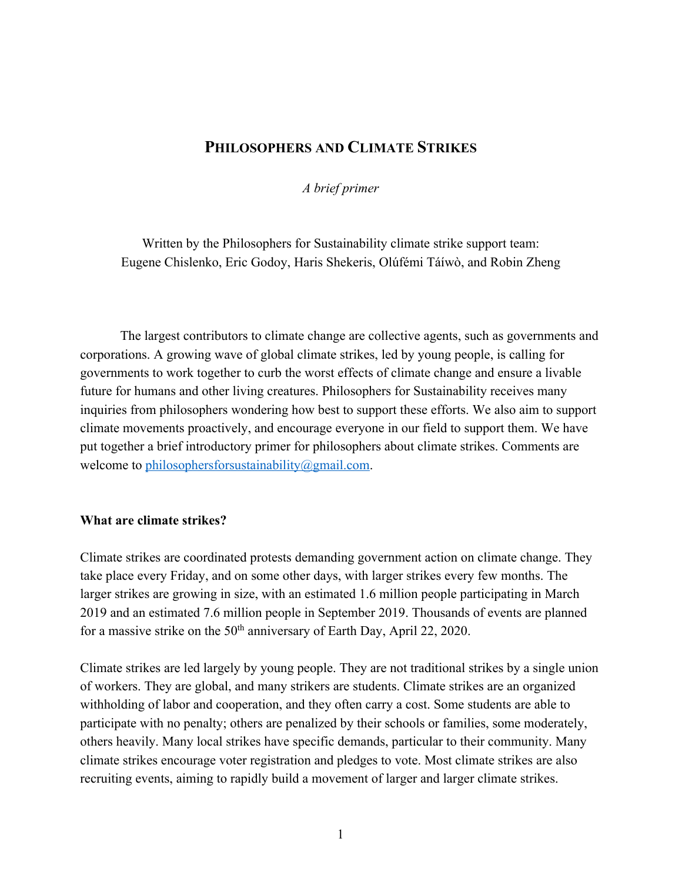# PHILOSOPHERS AND CLIMATE STRIKES

*A brief primer*

Written by the Philosophers for Sustainability climate strike support team:
Eugene Chislenko, Eric Godoy, Haris Shekeris, Olúfẹ́mi Táíwò, and Robin Zheng

The largest contributors to climate change are collective agents, such as governments and corporations. A growing wave of global climate strikes, led by young people, is calling for governments to work together to curb the worst effects of climate change and ensure a livable future for humans and other living creatures. Philosophers for Sustainability receives many inquiries from philosophers wondering how best to support these efforts. We also aim to support climate movements proactively, and encourage everyone in our field to support them. We have put together a brief introductory primer for philosophers about climate strikes. Comments are welcome to philosophersforsustainability@gmail.com.

**What are climate strikes?**

Climate strikes are coordinated protests demanding government action on climate change. They take place every Friday, and on some other days, with larger strikes every few months. The larger strikes are growing in size, with an estimated 1.6 million people participating in March 2019 and an estimated 7.6 million people in September 2019. Thousands of events are planned for a massive strike on the 50th anniversary of Earth Day, April 22, 2020.

Climate strikes are led largely by young people. They are not traditional strikes by a single union of workers. They are global, and many strikers are students. Climate strikes are an organized withholding of labor and cooperation, and they often carry a cost. Some students are able to participate with no penalty; others are penalized by their schools or families, some moderately, others heavily. Many local strikes have specific demands, particular to their community. Many climate strikes encourage voter registration and pledges to vote. Most climate strikes are also recruiting events, aiming to rapidly build a movement of larger and larger climate strikes.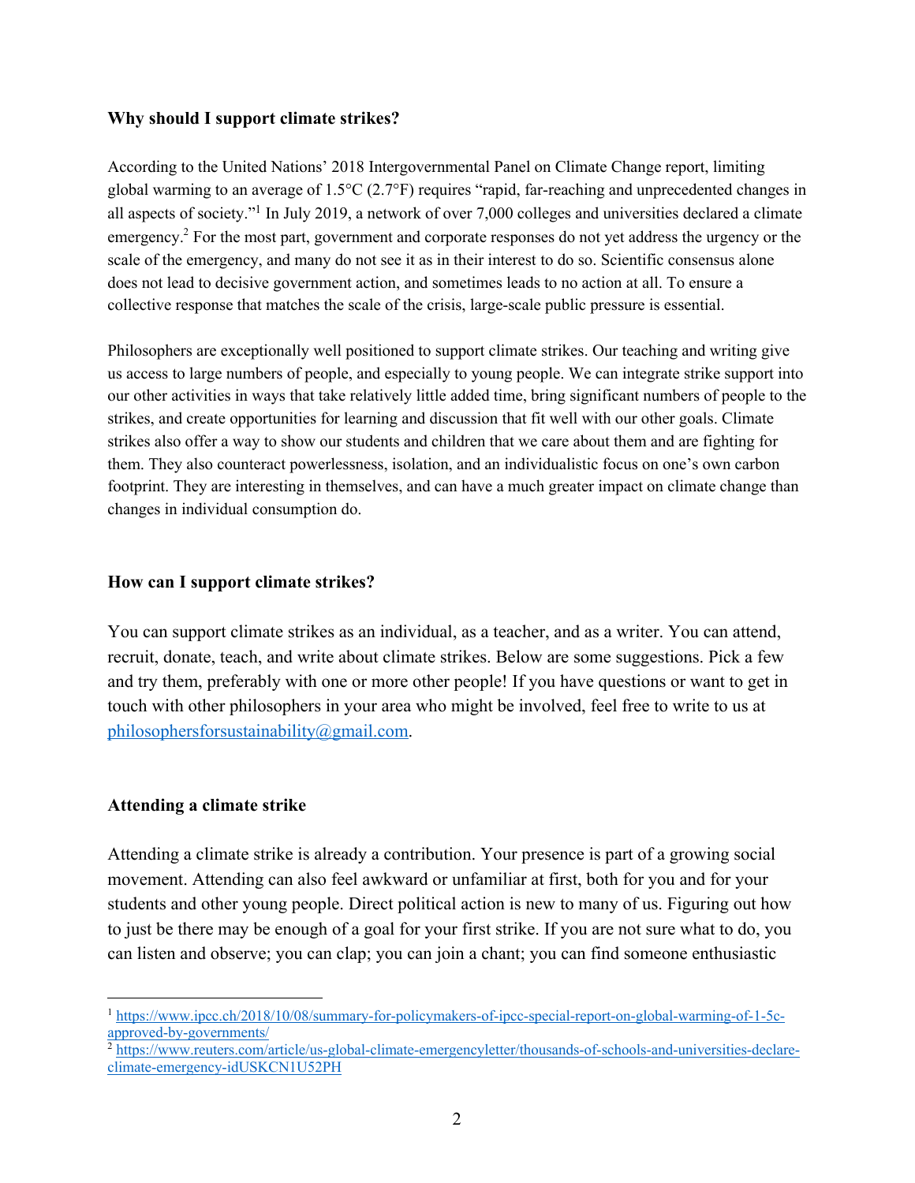### Why should I support climate strikes?

According to the United Nations' 2018 Intergovernmental Panel on Climate Change report, limiting global warming to an average of 1.5°C (2.7°F) requires "rapid, far-reaching and unprecedented changes in all aspects of society."[1] In July 2019, a network of over 7,000 colleges and universities declared a climate emergency.[2] For the most part, government and corporate responses do not yet address the urgency or the scale of the emergency, and many do not see it as in their interest to do so. Scientific consensus alone does not lead to decisive government action, and sometimes leads to no action at all. To ensure a collective response that matches the scale of the crisis, large-scale public pressure is essential.

Philosophers are exceptionally well positioned to support climate strikes. Our teaching and writing give us access to large numbers of people, and especially to young people. We can integrate strike support into our other activities in ways that take relatively little added time, bring significant numbers of people to the strikes, and create opportunities for learning and discussion that fit well with our other goals. Climate strikes also offer a way to show our students and children that we care about them and are fighting for them. They also counteract powerlessness, isolation, and an individualistic focus on one's own carbon footprint. They are interesting in themselves, and can have a much greater impact on climate change than changes in individual consumption do.

### How can I support climate strikes?

You can support climate strikes as an individual, as a teacher, and as a writer. You can attend, recruit, donate, teach, and write about climate strikes. Below are some suggestions. Pick a few and try them, preferably with one or more other people! If you have questions or want to get in touch with other philosophers in your area who might be involved, feel free to write to us at philosophersforsustainability@gmail.com.

### Attending a climate strike

Attending a climate strike is already a contribution. Your presence is part of a growing social movement. Attending can also feel awkward or unfamiliar at first, both for you and for your students and other young people. Direct political action is new to many of us. Figuring out how to just be there may be enough of a goal for your first strike. If you are not sure what to do, you can listen and observe; you can clap; you can join a chant; you can find someone enthusiastic

---

[1] https://www.ipcc.ch/2018/10/08/summary-for-policymakers-of-ipcc-special-report-on-global-warming-of-1-5c-approved-by-governments/

[2] https://www.reuters.com/article/us-global-climate-emergencyletter/thousands-of-schools-and-universities-declare-climate-emergency-idUSKCN1U52PH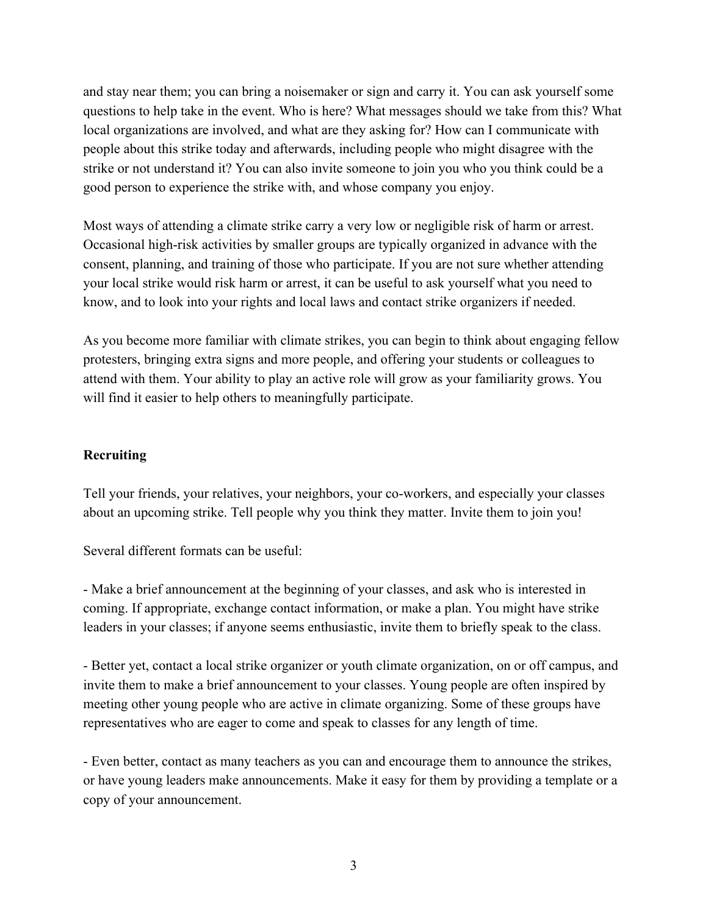and stay near them; you can bring a noisemaker or sign and carry it. You can ask yourself some questions to help take in the event. Who is here? What messages should we take from this? What local organizations are involved, and what are they asking for? How can I communicate with people about this strike today and afterwards, including people who might disagree with the strike or not understand it? You can also invite someone to join you who you think could be a good person to experience the strike with, and whose company you enjoy.

Most ways of attending a climate strike carry a very low or negligible risk of harm or arrest. Occasional high-risk activities by smaller groups are typically organized in advance with the consent, planning, and training of those who participate. If you are not sure whether attending your local strike would risk harm or arrest, it can be useful to ask yourself what you need to know, and to look into your rights and local laws and contact strike organizers if needed.

As you become more familiar with climate strikes, you can begin to think about engaging fellow protesters, bringing extra signs and more people, and offering your students or colleagues to attend with them. Your ability to play an active role will grow as your familiarity grows. You will find it easier to help others to meaningfully participate.

**Recruiting**

Tell your friends, your relatives, your neighbors, your co-workers, and especially your classes about an upcoming strike. Tell people why you think they matter. Invite them to join you!

Several different formats can be useful:

- Make a brief announcement at the beginning of your classes, and ask who is interested in coming. If appropriate, exchange contact information, or make a plan. You might have strike leaders in your classes; if anyone seems enthusiastic, invite them to briefly speak to the class.

- Better yet, contact a local strike organizer or youth climate organization, on or off campus, and invite them to make a brief announcement to your classes. Young people are often inspired by meeting other young people who are active in climate organizing. Some of these groups have representatives who are eager to come and speak to classes for any length of time.

- Even better, contact as many teachers as you can and encourage them to announce the strikes, or have young leaders make announcements. Make it easy for them by providing a template or a copy of your announcement.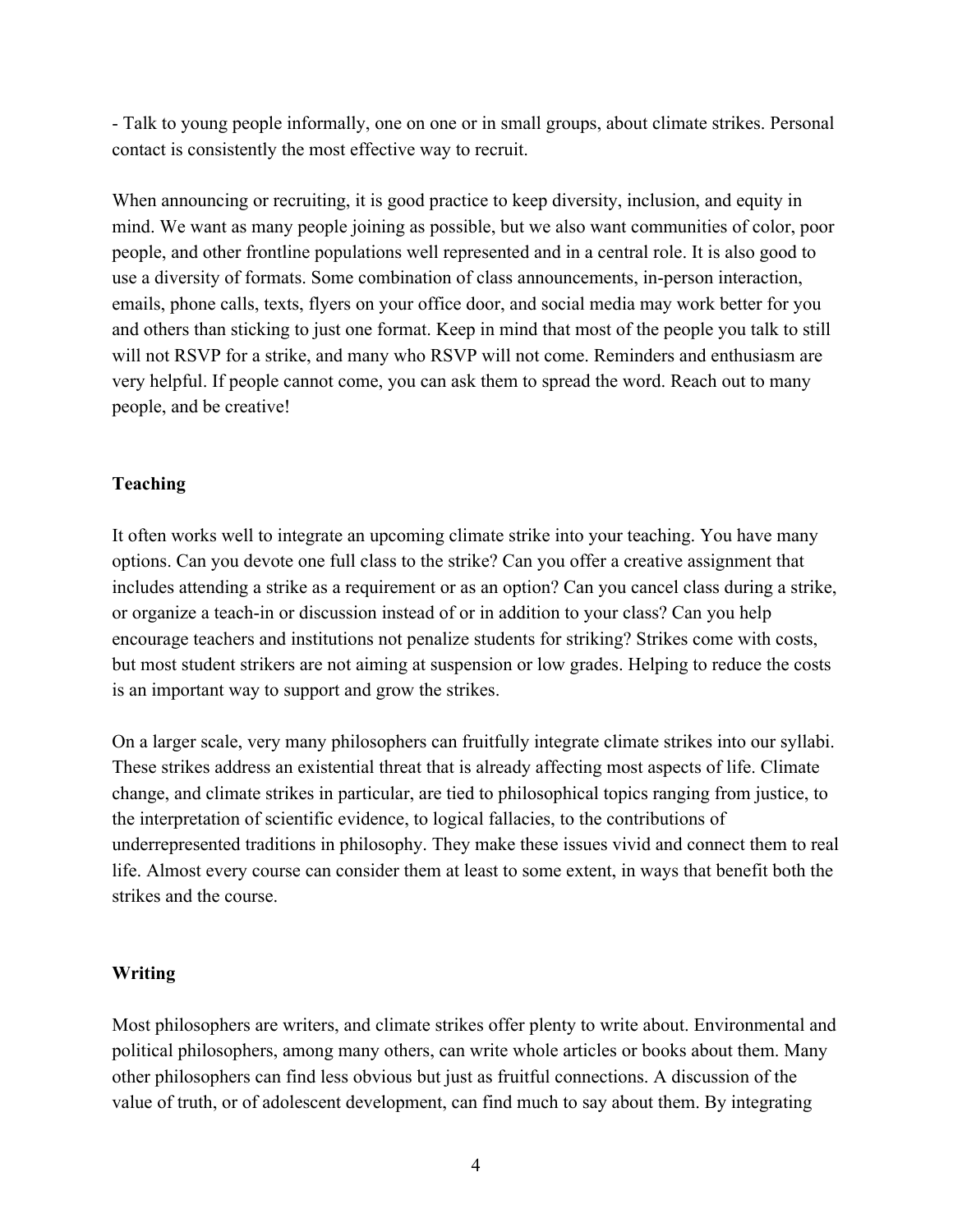- Talk to young people informally, one on one or in small groups, about climate strikes. Personal contact is consistently the most effective way to recruit.

When announcing or recruiting, it is good practice to keep diversity, inclusion, and equity in mind. We want as many people joining as possible, but we also want communities of color, poor people, and other frontline populations well represented and in a central role. It is also good to use a diversity of formats. Some combination of class announcements, in-person interaction, emails, phone calls, texts, flyers on your office door, and social media may work better for you and others than sticking to just one format. Keep in mind that most of the people you talk to still will not RSVP for a strike, and many who RSVP will not come. Reminders and enthusiasm are very helpful. If people cannot come, you can ask them to spread the word. Reach out to many people, and be creative!

**Teaching**

It often works well to integrate an upcoming climate strike into your teaching. You have many options. Can you devote one full class to the strike? Can you offer a creative assignment that includes attending a strike as a requirement or as an option? Can you cancel class during a strike, or organize a teach-in or discussion instead of or in addition to your class? Can you help encourage teachers and institutions not penalize students for striking? Strikes come with costs, but most student strikers are not aiming at suspension or low grades. Helping to reduce the costs is an important way to support and grow the strikes.

On a larger scale, very many philosophers can fruitfully integrate climate strikes into our syllabi. These strikes address an existential threat that is already affecting most aspects of life. Climate change, and climate strikes in particular, are tied to philosophical topics ranging from justice, to the interpretation of scientific evidence, to logical fallacies, to the contributions of underrepresented traditions in philosophy. They make these issues vivid and connect them to real life. Almost every course can consider them at least to some extent, in ways that benefit both the strikes and the course.

**Writing**

Most philosophers are writers, and climate strikes offer plenty to write about. Environmental and political philosophers, among many others, can write whole articles or books about them. Many other philosophers can find less obvious but just as fruitful connections. A discussion of the value of truth, or of adolescent development, can find much to say about them. By integrating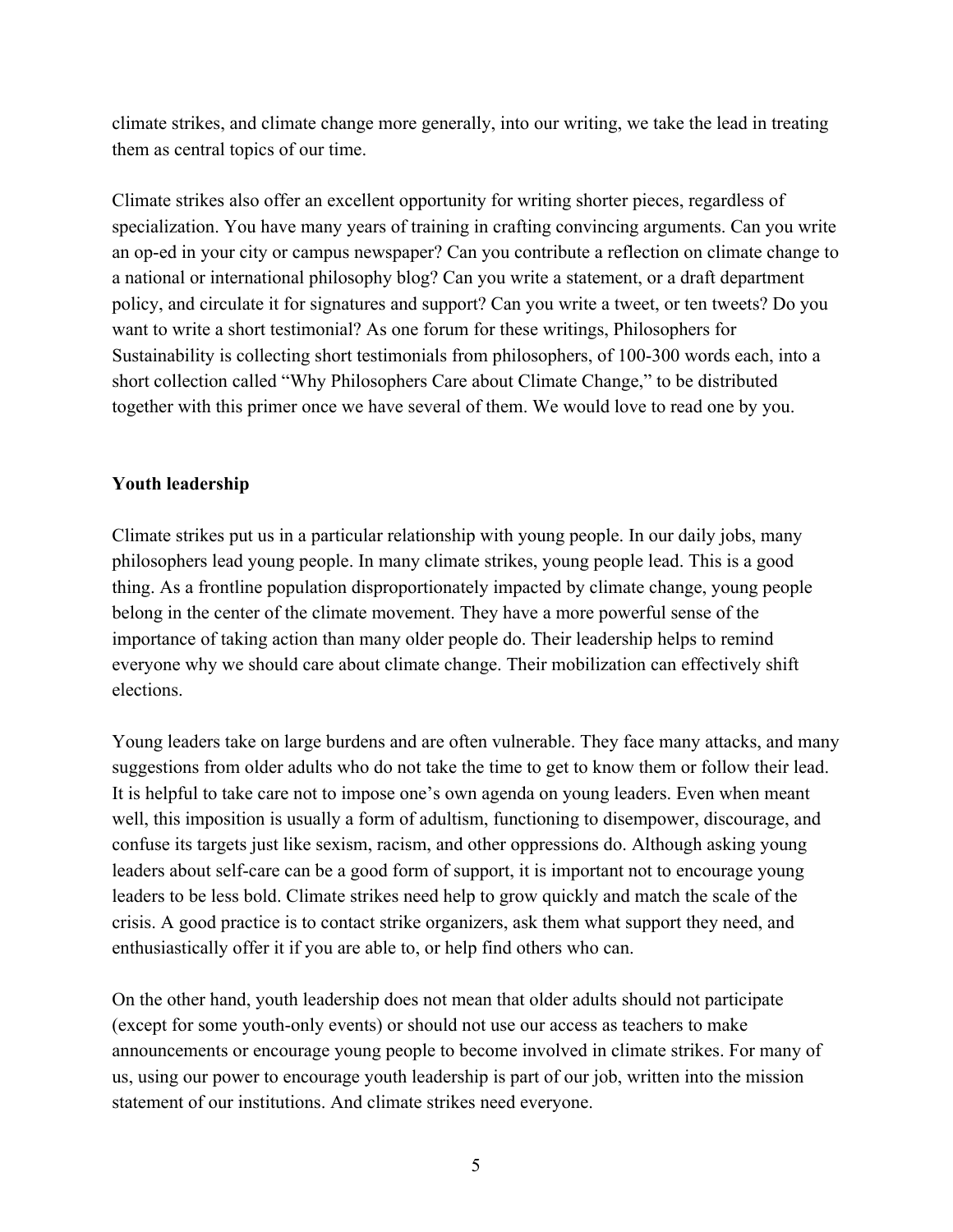climate strikes, and climate change more generally, into our writing, we take the lead in treating them as central topics of our time.

Climate strikes also offer an excellent opportunity for writing shorter pieces, regardless of specialization. You have many years of training in crafting convincing arguments. Can you write an op-ed in your city or campus newspaper? Can you contribute a reflection on climate change to a national or international philosophy blog? Can you write a statement, or a draft department policy, and circulate it for signatures and support? Can you write a tweet, or ten tweets? Do you want to write a short testimonial? As one forum for these writings, Philosophers for Sustainability is collecting short testimonials from philosophers, of 100-300 words each, into a short collection called "Why Philosophers Care about Climate Change," to be distributed together with this primer once we have several of them. We would love to read one by you.

**Youth leadership**

Climate strikes put us in a particular relationship with young people. In our daily jobs, many philosophers lead young people. In many climate strikes, young people lead. This is a good thing. As a frontline population disproportionately impacted by climate change, young people belong in the center of the climate movement. They have a more powerful sense of the importance of taking action than many older people do. Their leadership helps to remind everyone why we should care about climate change. Their mobilization can effectively shift elections.

Young leaders take on large burdens and are often vulnerable. They face many attacks, and many suggestions from older adults who do not take the time to get to know them or follow their lead. It is helpful to take care not to impose one's own agenda on young leaders. Even when meant well, this imposition is usually a form of adultism, functioning to disempower, discourage, and confuse its targets just like sexism, racism, and other oppressions do. Although asking young leaders about self-care can be a good form of support, it is important not to encourage young leaders to be less bold. Climate strikes need help to grow quickly and match the scale of the crisis. A good practice is to contact strike organizers, ask them what support they need, and enthusiastically offer it if you are able to, or help find others who can.

On the other hand, youth leadership does not mean that older adults should not participate (except for some youth-only events) or should not use our access as teachers to make announcements or encourage young people to become involved in climate strikes. For many of us, using our power to encourage youth leadership is part of our job, written into the mission statement of our institutions. And climate strikes need everyone.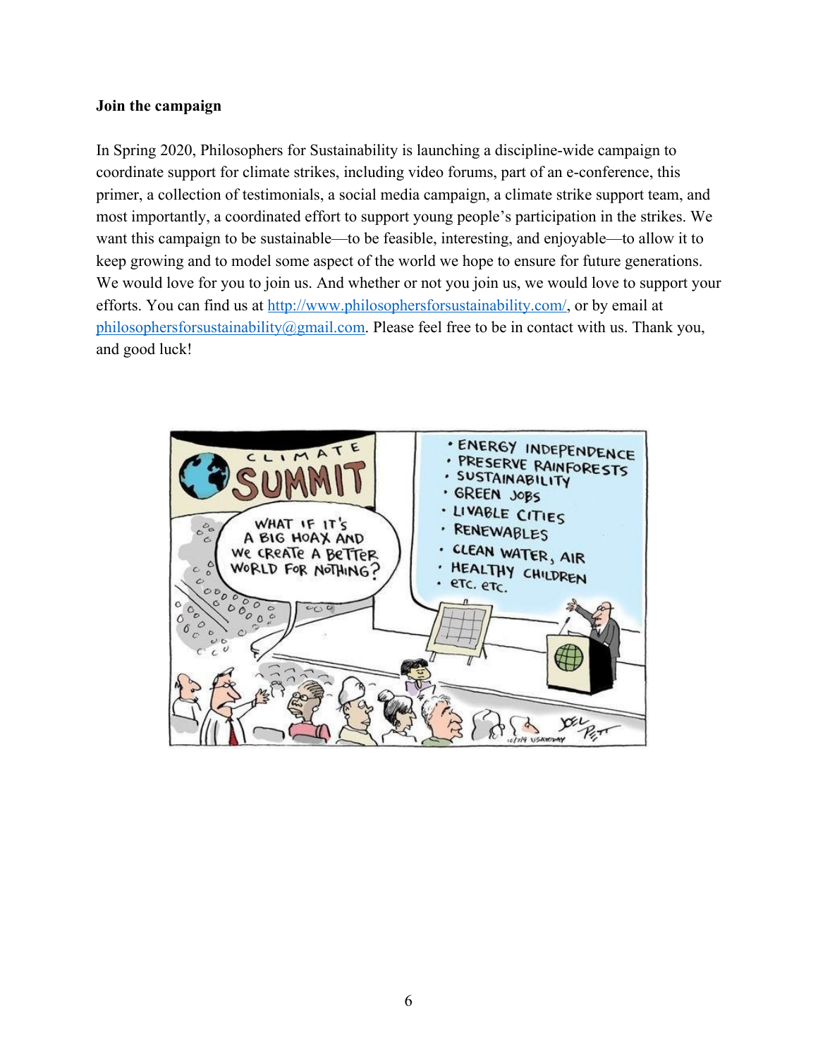**Join the campaign**

In Spring 2020, Philosophers for Sustainability is launching a discipline-wide campaign to coordinate support for climate strikes, including video forums, part of an e-conference, this primer, a collection of testimonials, a social media campaign, a climate strike support team, and most importantly, a coordinated effort to support young people's participation in the strikes. We want this campaign to be sustainable—to be feasible, interesting, and enjoyable—to allow it to keep growing and to model some aspect of the world we hope to ensure for future generations. We would love for you to join us. And whether or not you join us, we would love to support your efforts. You can find us at http://www.philosophersforsustainability.com/, or by email at philosophersforsustainability@gmail.com. Please feel free to be in contact with us. Thank you, and good luck!